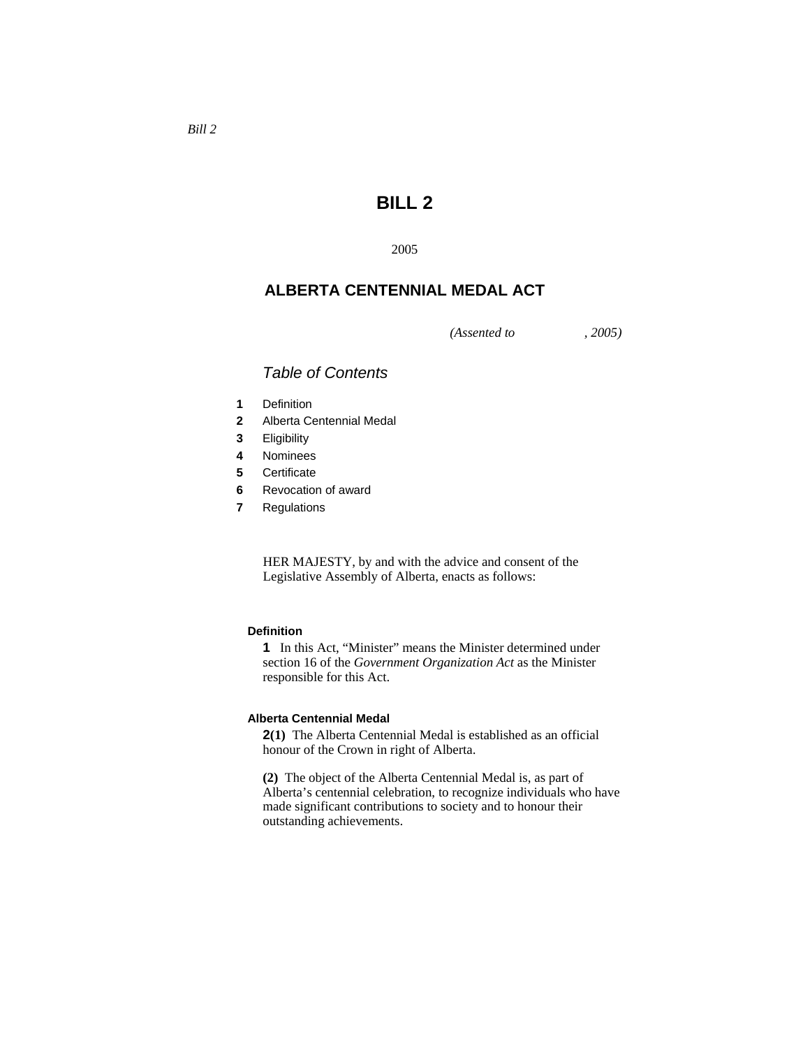*Bill 2*

# BILL 2

2005

## ALBERTA CENTENNIAL MEDAL ACT

*(Assented to , 2005)*

### *Table of Contents*

**1** Definition
**2** Alberta Centennial Medal
**3** Eligibility
**4** Nominees
**5** Certificate
**6** Revocation of award
**7** Regulations

HER MAJESTY, by and with the advice and consent of the Legislative Assembly of Alberta, enacts as follows:

#### Definition

**1** In this Act, "Minister" means the Minister determined under section 16 of the *Government Organization Act* as the Minister responsible for this Act.

#### Alberta Centennial Medal

**2(1)** The Alberta Centennial Medal is established as an official honour of the Crown in right of Alberta.

**(2)** The object of the Alberta Centennial Medal is, as part of Alberta's centennial celebration, to recognize individuals who have made significant contributions to society and to honour their outstanding achievements.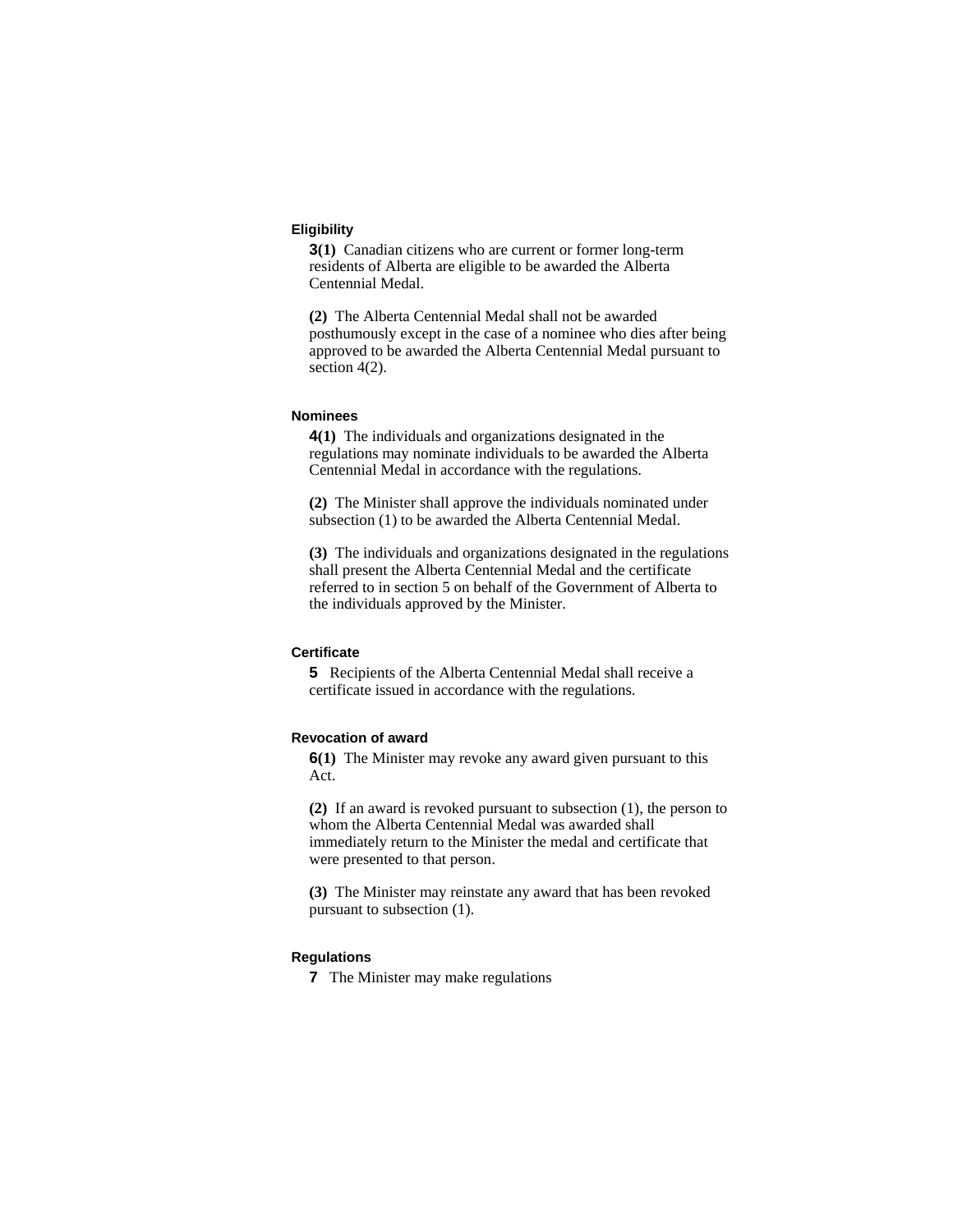### Eligibility

**3(1)** Canadian citizens who are current or former long-term residents of Alberta are eligible to be awarded the Alberta Centennial Medal.

**(2)** The Alberta Centennial Medal shall not be awarded posthumously except in the case of a nominee who dies after being approved to be awarded the Alberta Centennial Medal pursuant to section 4(2).

### Nominees

**4(1)** The individuals and organizations designated in the regulations may nominate individuals to be awarded the Alberta Centennial Medal in accordance with the regulations.

**(2)** The Minister shall approve the individuals nominated under subsection (1) to be awarded the Alberta Centennial Medal.

**(3)** The individuals and organizations designated in the regulations shall present the Alberta Centennial Medal and the certificate referred to in section 5 on behalf of the Government of Alberta to the individuals approved by the Minister.

### Certificate

**5** Recipients of the Alberta Centennial Medal shall receive a certificate issued in accordance with the regulations.

### Revocation of award

**6(1)** The Minister may revoke any award given pursuant to this Act.

**(2)** If an award is revoked pursuant to subsection (1), the person to whom the Alberta Centennial Medal was awarded shall immediately return to the Minister the medal and certificate that were presented to that person.

**(3)** The Minister may reinstate any award that has been revoked pursuant to subsection (1).

### Regulations

**7** The Minister may make regulations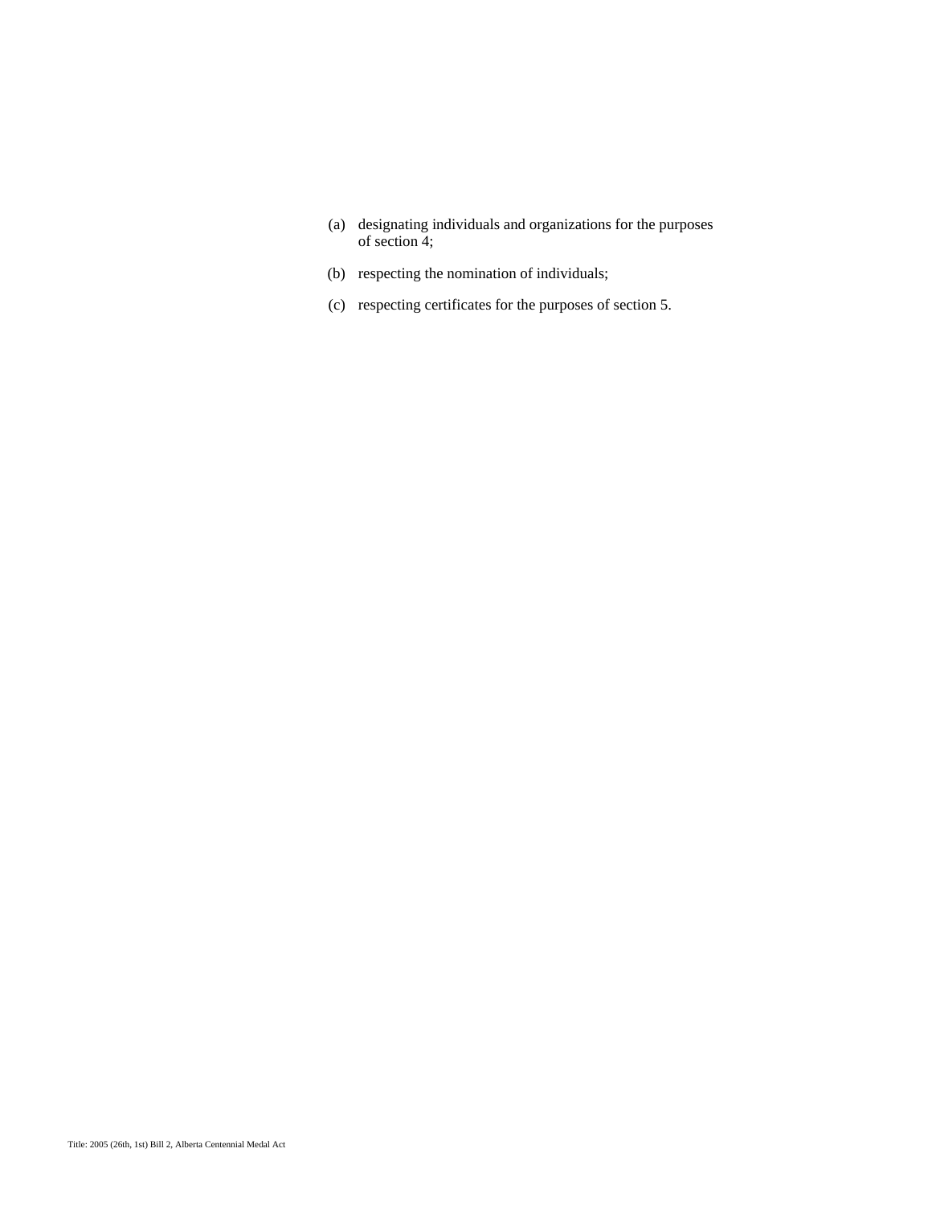(a) designating individuals and organizations for the purposes of section 4;

(b) respecting the nomination of individuals;

(c) respecting certificates for the purposes of section 5.